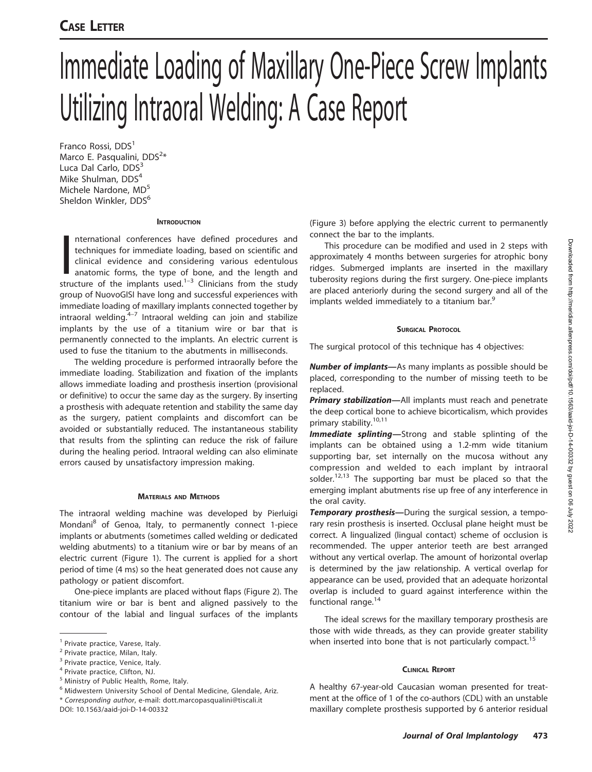**Case Letter**

# Immediate Loading of Maxillary One-Piece Screw Implants Utilizing Intraoral Welding: A Case Report

Franco Rossi, DDS[1]
Marco E. Pasqualini, DDS[2]*
Luca Dal Carlo, DDS[3]
Mike Shulman, DDS[4]
Michele Nardone, MD[5]
Sheldon Winkler, DDS[6]

## Introduction

International conferences have defined procedures and techniques for immediate loading, based on scientific and clinical evidence and considering various edentulous anatomic forms, the type of bone, and the length and structure of the implants used.[1–3] Clinicians from the study group of NuovoGISI have long and successful experiences with immediate loading of maxillary implants connected together by intraoral welding.[4–7] Intraoral welding can join and stabilize implants by the use of a titanium wire or bar that is permanently connected to the implants. An electric current is used to fuse the titanium to the abutments in milliseconds.

The welding procedure is performed intraorally before the immediate loading. Stabilization and fixation of the implants allows immediate loading and prosthesis insertion (provisional or definitive) to occur the same day as the surgery. By inserting a prosthesis with adequate retention and stability the same day as the surgery, patient complaints and discomfort can be avoided or substantially reduced. The instantaneous stability that results from the splinting can reduce the risk of failure during the healing period. Intraoral welding can also eliminate errors caused by unsatisfactory impression making.

## Materials and Methods

The intraoral welding machine was developed by Pierluigi Mondani[8] of Genoa, Italy, to permanently connect 1-piece implants or abutments (sometimes called welding or dedicated welding abutments) to a titanium wire or bar by means of an electric current (Figure 1). The current is applied for a short period of time (4 ms) so the heat generated does not cause any pathology or patient discomfort.

One-piece implants are placed without flaps (Figure 2). The titanium wire or bar is bent and aligned passively to the contour of the labial and lingual surfaces of the implants (Figure 3) before applying the electric current to permanently connect the bar to the implants.

This procedure can be modified and used in 2 steps with approximately 4 months between surgeries for atrophic bony ridges. Submerged implants are inserted in the maxillary tuberosity regions during the first surgery. One-piece implants are placed anteriorly during the second surgery and all of the implants welded immediately to a titanium bar.[9]

## Surgical Protocol

The surgical protocol of this technique has 4 objectives:

***Number of implants***—As many implants as possible should be placed, corresponding to the number of missing teeth to be replaced.

***Primary stabilization***—All implants must reach and penetrate the deep cortical bone to achieve bicorticalism, which provides primary stability.[10,11]

***Immediate splinting***—Strong and stable splinting of the implants can be obtained using a 1.2-mm wide titanium supporting bar, set internally on the mucosa without any compression and welded to each implant by intraoral solder.[12,13] The supporting bar must be placed so that the emerging implant abutments rise up free of any interference in the oral cavity.

***Temporary prosthesis***—During the surgical session, a temporary resin prosthesis is inserted. Occlusal plane height must be correct. A lingualized (lingual contact) scheme of occlusion is recommended. The upper anterior teeth are best arranged without any vertical overlap. The amount of horizontal overlap is determined by the jaw relationship. A vertical overlap for appearance can be used, provided that an adequate horizontal overlap is included to guard against interference within the functional range.[14]

The ideal screws for the maxillary temporary prosthesis are those with wide threads, as they can provide greater stability when inserted into bone that is not particularly compact.[15]

## Clinical Report

A healthy 67-year-old Caucasian woman presented for treatment at the office of 1 of the co-authors (CDL) with an unstable maxillary complete prosthesis supported by 6 anterior residual

[1] Private practice, Varese, Italy.
[2] Private practice, Milan, Italy.
[3] Private practice, Venice, Italy.
[4] Private practice, Clifton, NJ.
[5] Ministry of Public Health, Rome, Italy.
[6] Midwestern University School of Dental Medicine, Glendale, Ariz.
* *Corresponding author*, e-mail: dott.marcopasqualini@tiscali.it
DOI: 10.1563/aaid-joi-D-14-00332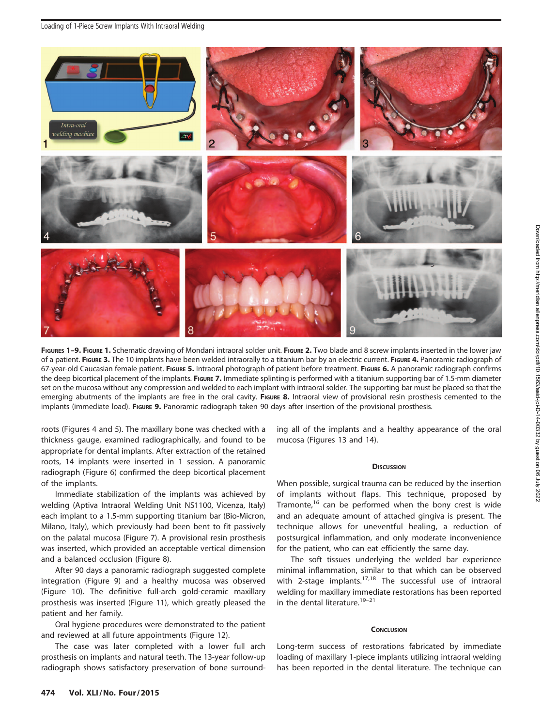**Figures 1–9. Figure 1.** Schematic drawing of Mondani intraoral solder unit. **Figure 2.** Two blade and 8 screw implants inserted in the lower jaw of a patient. **Figure 3.** The 10 implants have been welded intraorally to a titanium bar by an electric current. **Figure 4.** Panoramic radiograph of 67-year-old Caucasian female patient. **Figure 5.** Intraoral photograph of patient before treatment. **Figure 6.** A panoramic radiograph confirms the deep bicortical placement of the implants. **Figure 7.** Immediate splinting is performed with a titanium supporting bar of 1.5-mm diameter set on the mucosa without any compression and welded to each implant with intraoral solder. The supporting bar must be placed so that the emerging abutments of the implants are free in the oral cavity. **Figure 8.** Intraoral view of provisional resin prosthesis cemented to the implants (immediate load). **Figure 9.** Panoramic radiograph taken 90 days after insertion of the provisional prosthesis.

roots (Figures 4 and 5). The maxillary bone was checked with a thickness gauge, examined radiographically, and found to be appropriate for dental implants. After extraction of the retained roots, 14 implants were inserted in 1 session. A panoramic radiograph (Figure 6) confirmed the deep bicortical placement of the implants.

Immediate stabilization of the implants was achieved by welding (Aptiva Intraoral Welding Unit NS1100, Vicenza, Italy) each implant to a 1.5-mm supporting titanium bar (Bio-Micron, Milano, Italy), which previously had been bent to fit passively on the palatal mucosa (Figure 7). A provisional resin prosthesis was inserted, which provided an acceptable vertical dimension and a balanced occlusion (Figure 8).

After 90 days a panoramic radiograph suggested complete integration (Figure 9) and a healthy mucosa was observed (Figure 10). The definitive full-arch gold-ceramic maxillary prosthesis was inserted (Figure 11), which greatly pleased the patient and her family.

Oral hygiene procedures were demonstrated to the patient and reviewed at all future appointments (Figure 12).

The case was later completed with a lower full arch prosthesis on implants and natural teeth. The 13-year follow-up radiograph shows satisfactory preservation of bone surrounding all of the implants and a healthy appearance of the oral mucosa (Figures 13 and 14).

## Discussion

When possible, surgical trauma can be reduced by the insertion of implants without flaps. This technique, proposed by Tramonte,[16] can be performed when the bony crest is wide and an adequate amount of attached gingiva is present. The technique allows for uneventful healing, a reduction of postsurgical inflammation, and only moderate inconvenience for the patient, who can eat efficiently the same day.

The soft tissues underlying the welded bar experience minimal inflammation, similar to that which can be observed with 2-stage implants.[17,18] The successful use of intraoral welding for maxillary immediate restorations has been reported in the dental literature.[19–21]

## Conclusion

Long-term success of restorations fabricated by immediate loading of maxillary 1-piece implants utilizing intraoral welding has been reported in the dental literature. The technique can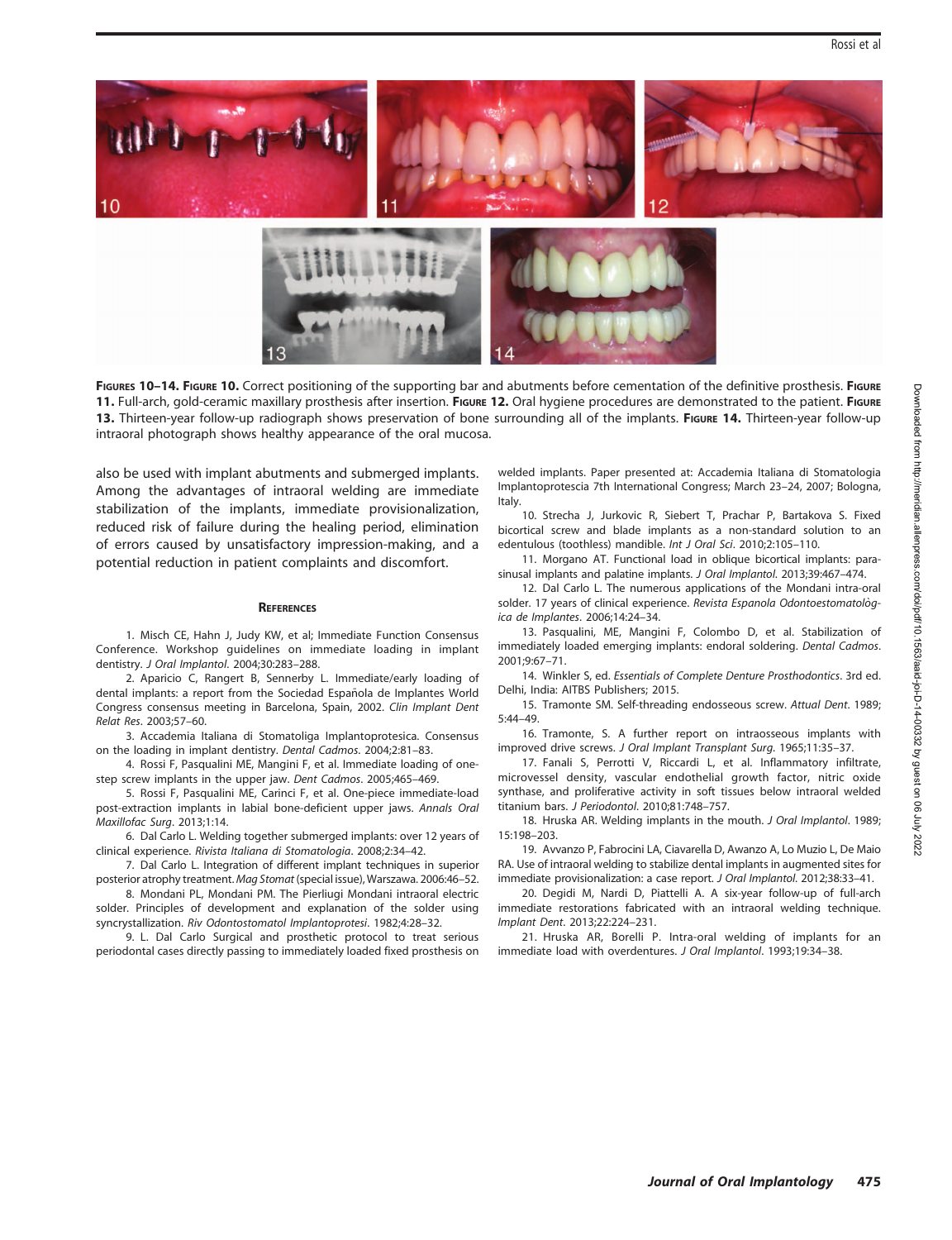FIGURES 10–14. FIGURE 10. Correct positioning of the supporting bar and abutments before cementation of the definitive prosthesis. FIGURE 11. Full-arch, gold-ceramic maxillary prosthesis after insertion. FIGURE 12. Oral hygiene procedures are demonstrated to the patient. FIGURE 13. Thirteen-year follow-up radiograph shows preservation of bone surrounding all of the implants. FIGURE 14. Thirteen-year follow-up intraoral photograph shows healthy appearance of the oral mucosa.

also be used with implant abutments and submerged implants. Among the advantages of intraoral welding are immediate stabilization of the implants, immediate provisionalization, reduced risk of failure during the healing period, elimination of errors caused by unsatisfactory impression-making, and a potential reduction in patient complaints and discomfort.

## REFERENCES

1. Misch CE, Hahn J, Judy KW, et al; Immediate Function Consensus Conference. Workshop guidelines on immediate loading in implant dentistry. *J Oral Implantol*. 2004;30:283–288.

2. Aparicio C, Rangert B, Sennerby L. Immediate/early loading of dental implants: a report from the Sociedad Española de Implantes World Congress consensus meeting in Barcelona, Spain, 2002. *Clin Implant Dent Relat Res*. 2003;57–60.

3. Accademia Italiana di Stomatoliga Implantoprotesica. Consensus on the loading in implant dentistry. *Dental Cadmos*. 2004;2:81–83.

4. Rossi F, Pasqualini ME, Mangini F, et al. Immediate loading of one-step screw implants in the upper jaw. *Dent Cadmos*. 2005;465–469.

5. Rossi F, Pasqualini ME, Carinci F, et al. One-piece immediate-load post-extraction implants in labial bone-deficient upper jaws. *Annals Oral Maxillofac Surg*. 2013;1:14.

6. Dal Carlo L. Welding together submerged implants: over 12 years of clinical experience. *Rivista Italiana di Stomatologia*. 2008;2:34–42.

7. Dal Carlo L. Integration of different implant techniques in superior posterior atrophy treatment. *Mag Stomat* (special issue), Warszawa. 2006:46–52.

8. Mondani PL, Mondani PM. The Pierliugi Mondani intraoral electric solder. Principles of development and explanation of the solder using syncrystallization. *Riv Odontostomatol Implantoprotesi*. 1982;4:28–32.

9. L. Dal Carlo Surgical and prosthetic protocol to treat serious periodontal cases directly passing to immediately loaded fixed prosthesis on welded implants. Paper presented at: Accademia Italiana di Stomatologia Implantoprotescia 7th International Congress; March 23–24, 2007; Bologna, Italy.

10. Strecha J, Jurkovic R, Siebert T, Prachar P, Bartakova S. Fixed bicortical screw and blade implants as a non-standard solution to an edentulous (toothless) mandible. *Int J Oral Sci*. 2010;2:105–110.

11. Morgano AT. Functional load in oblique bicortical implants: para-sinusal implants and palatine implants. *J Oral Implantol*. 2013;39:467–474.

12. Dal Carlo L. The numerous applications of the Mondani intra-oral solder. 17 years of clinical experience. *Revista Espanola Odontoestomatològica de Implantes*. 2006;14:24–34.

13. Pasqualini, ME, Mangini F, Colombo D, et al. Stabilization of immediately loaded emerging implants: endoral soldering. *Dental Cadmos*. 2001;9:67–71.

14. Winkler S, ed. *Essentials of Complete Denture Prosthodontics*. 3rd ed. Delhi, India: AITBS Publishers; 2015.

15. Tramonte SM. Self-threading endosseous screw. *Attual Dent*. 1989; 5:44–49.

16. Tramonte, S. A further report on intraosseous implants with improved drive screws. *J Oral Implant Transplant Surg*. 1965;11:35–37.

17. Fanali S, Perrotti V, Riccardi L, et al. Inflammatory infiltrate, microvessel density, vascular endothelial growth factor, nitric oxide synthase, and proliferative activity in soft tissues below intraoral welded titanium bars. *J Periodontol*. 2010;81:748–757.

18. Hruska AR. Welding implants in the mouth. *J Oral Implantol*. 1989; 15:198–203.

19. Avvanzo P, Fabrocini LA, Ciavarella D, Awanzo A, Lo Muzio L, De Maio RA. Use of intraoral welding to stabilize dental implants in augmented sites for immediate provisionalization: a case report. *J Oral Implantol*. 2012;38:33–41.

20. Degidi M, Nardi D, Piattelli A. A six-year follow-up of full-arch immediate restorations fabricated with an intraoral welding technique. *Implant Dent*. 2013;22:224–231.

21. Hruska AR, Borelli P. Intra-oral welding of implants for an immediate load with overdentures. *J Oral Implantol*. 1993;19:34–38.